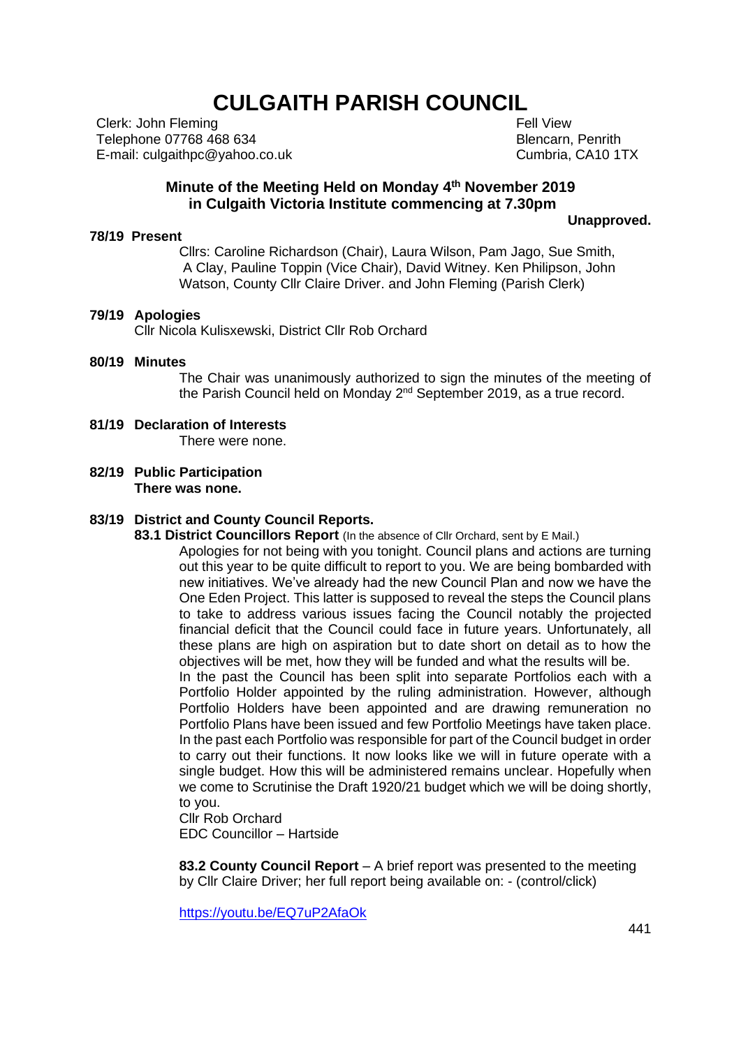# CULGAITH PARISH COUNCIL

Clerk: John Fleming
Telephone 07768 468 634
E-mail: culgaithpc@yahoo.co.uk

Fell View
Blencarn, Penrith
Cumbria, CA10 1TX

## Minute of the Meeting Held on Monday 4th November 2019 in Culgaith Victoria Institute commencing at 7.30pm

**Unapproved.**

**78/19 Present**

Cllrs: Caroline Richardson (Chair), Laura Wilson, Pam Jago, Sue Smith, A Clay, Pauline Toppin (Vice Chair), David Witney. Ken Philipson, John Watson, County Cllr Claire Driver. and John Fleming (Parish Clerk)

**79/19 Apologies**

Cllr Nicola Kulisxewski, District Cllr Rob Orchard

**80/19 Minutes**

The Chair was unanimously authorized to sign the minutes of the meeting of the Parish Council held on Monday 2nd September 2019, as a true record.

**81/19 Declaration of Interests**

There were none.

**82/19 Public Participation**

**There was none.**

**83/19 District and County Council Reports.**

**83.1 District Councillors Report** (In the absence of Cllr Orchard, sent by E Mail.)

Apologies for not being with you tonight. Council plans and actions are turning out this year to be quite difficult to report to you. We are being bombarded with new initiatives. We've already had the new Council Plan and now we have the One Eden Project. This latter is supposed to reveal the steps the Council plans to take to address various issues facing the Council notably the projected financial deficit that the Council could face in future years. Unfortunately, all these plans are high on aspiration but to date short on detail as to how the objectives will be met, how they will be funded and what the results will be.

In the past the Council has been split into separate Portfolios each with a Portfolio Holder appointed by the ruling administration. However, although Portfolio Holders have been appointed and are drawing remuneration no Portfolio Plans have been issued and few Portfolio Meetings have taken place. In the past each Portfolio was responsible for part of the Council budget in order to carry out their functions. It now looks like we will in future operate with a single budget. How this will be administered remains unclear. Hopefully when we come to Scrutinise the Draft 1920/21 budget which we will be doing shortly, to you.

Cllr Rob Orchard
EDC Councillor – Hartside

**83.2 County Council Report** – A brief report was presented to the meeting by Cllr Claire Driver; her full report being available on: - (control/click)

https://youtu.be/EQ7uP2AfaOk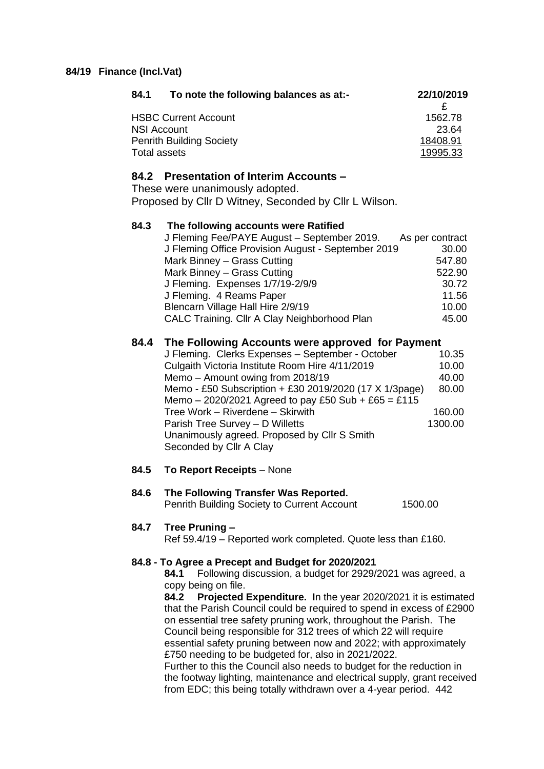**84/19 Finance (Incl.Vat)**

| **84.1 To note the following balances as at:-** | **22/10/2019** |
|---|---|
| | £ |
| HSBC Current Account | 1562.78 |
| NSI Account | 23.64 |
| Penrith Building Society | 18408.91 |
| Total assets | 19995.33 |

## 84.2 Presentation of Interim Accounts –

These were unanimously adopted.
Proposed by Cllr D Witney, Seconded by Cllr L Wilson.

### 84.3 The following accounts were Ratified

| | |
|---|---|
| J Fleming Fee/PAYE August – September 2019. | As per contract |
| J Fleming Office Provision August - September 2019 | 30.00 |
| Mark Binney – Grass Cutting | 547.80 |
| Mark Binney – Grass Cutting | 522.90 |
| J Fleming. Expenses 1/7/19-2/9/9 | 30.72 |
| J Fleming. 4 Reams Paper | 11.56 |
| Blencarn Village Hall Hire 2/9/19 | 10.00 |
| CALC Training. Cllr A Clay Neighborhood Plan | 45.00 |

## 84.4 The Following Accounts were approved for Payment

| | |
|---|---|
| J Fleming. Clerks Expenses – September - October | 10.35 |
| Culgaith Victoria Institute Room Hire 4/11/2019 | 10.00 |
| Memo – Amount owing from 2018/19 | 40.00 |
| Memo - £50 Subscription + £30 2019/2020 (17 X 1/3page) | 80.00 |
| Memo – 2020/2021 Agreed to pay £50 Sub + £65 = £115 | |
| Tree Work – Riverdene – Skirwith | 160.00 |
| Parish Tree Survey – D Willetts | 1300.00 |

Unanimously agreed. Proposed by Cllr S Smith
Seconded by Cllr A Clay

**84.5 To Report Receipts** – None

**84.6 The Following Transfer Was Reported.**
Penrith Building Society to Current Account 1500.00

**84.7 Tree Pruning –**
Ref 59.4/19 – Reported work completed. Quote less than £160.

**84.8 - To Agree a Precept and Budget for 2020/2021**

**84.1** Following discussion, a budget for 2929/2021 was agreed, a copy being on file.

**84.2 Projected Expenditure. I**n the year 2020/2021 it is estimated that the Parish Council could be required to spend in excess of £2900 on essential tree safety pruning work, throughout the Parish. The Council being responsible for 312 trees of which 22 will require essential safety pruning between now and 2022; with approximately £750 needing to be budgeted for, also in 2021/2022.
Further to this the Council also needs to budget for the reduction in the footway lighting, maintenance and electrical supply, grant received from EDC; this being totally withdrawn over a 4-year period. 442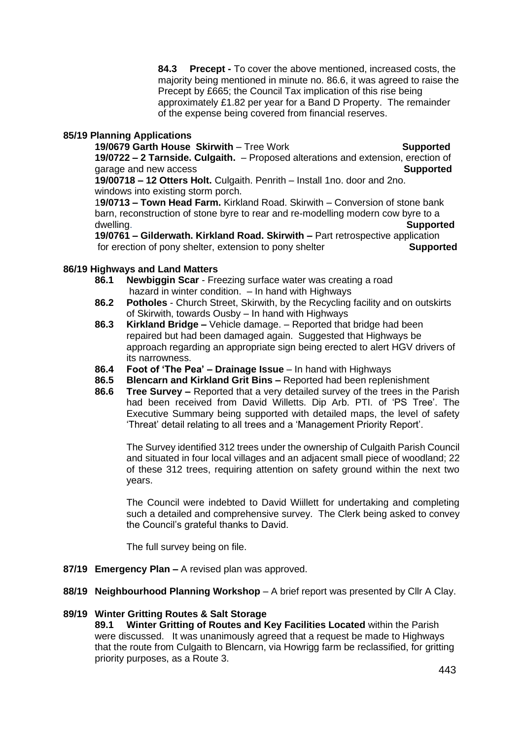**84.3 Precept -** To cover the above mentioned, increased costs, the majority being mentioned in minute no. 86.6, it was agreed to raise the Precept by £665; the Council Tax implication of this rise being approximately £1.82 per year for a Band D Property. The remainder of the expense being covered from financial reserves.

**85/19 Planning Applications**

**19/0679 Garth House Skirwith** – Tree Work **Supported**

**19/0722 – 2 Tarnside. Culgaith.** – Proposed alterations and extension, erection of garage and new access **Supported**

**19/00718 – 12 Otters Holt.** Culgaith. Penrith – Install 1no. door and 2no. windows into existing storm porch.

1**9/0713 – Town Head Farm.** Kirkland Road. Skirwith – Conversion of stone bank barn, reconstruction of stone byre to rear and re-modelling modern cow byre to a dwelling. **Supported**

**19/0761 – Gilderwath. Kirkland Road. Skirwith –** Part retrospective application for erection of pony shelter, extension to pony shelter **Supported**

**86/19 Highways and Land Matters**

**86.1 Newbiggin Scar** - Freezing surface water was creating a road hazard in winter condition. – In hand with Highways

**86.2 Potholes** - Church Street, Skirwith, by the Recycling facility and on outskirts of Skirwith, towards Ousby – In hand with Highways

**86.3 Kirkland Bridge –** Vehicle damage. – Reported that bridge had been repaired but had been damaged again. Suggested that Highways be approach regarding an appropriate sign being erected to alert HGV drivers of its narrowness.

**86.4 Foot of 'The Pea' – Drainage Issue** – In hand with Highways

**86.5 Blencarn and Kirkland Grit Bins –** Reported had been replenishment

**86.6 Tree Survey –** Reported that a very detailed survey of the trees in the Parish had been received from David Willetts. Dip Arb. PTI. of 'PS Tree'. The Executive Summary being supported with detailed maps, the level of safety 'Threat' detail relating to all trees and a 'Management Priority Report'.

The Survey identified 312 trees under the ownership of Culgaith Parish Council and situated in four local villages and an adjacent small piece of woodland; 22 of these 312 trees, requiring attention on safety ground within the next two years.

The Council were indebted to David Wiillett for undertaking and completing such a detailed and comprehensive survey. The Clerk being asked to convey the Council's grateful thanks to David.

The full survey being on file.

**87/19 Emergency Plan –** A revised plan was approved.

**88/19 Neighbourhood Planning Workshop** – A brief report was presented by Cllr A Clay.

**89/19 Winter Gritting Routes & Salt Storage**

**89.1 Winter Gritting of Routes and Key Facilities Located** within the Parish were discussed. It was unanimously agreed that a request be made to Highways that the route from Culgaith to Blencarn, via Howrigg farm be reclassified, for gritting priority purposes, as a Route 3.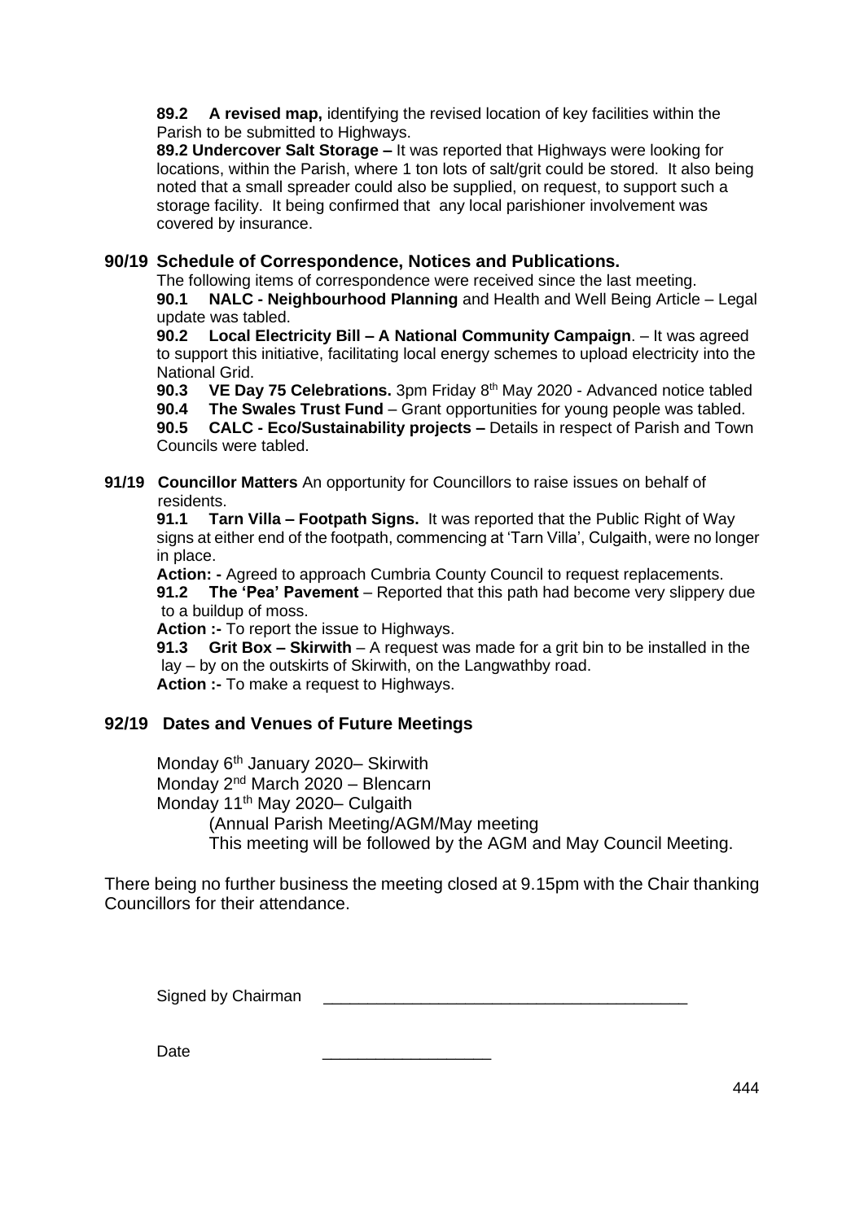**89.2 A revised map,** identifying the revised location of key facilities within the Parish to be submitted to Highways.

**89.2 Undercover Salt Storage –** It was reported that Highways were looking for locations, within the Parish, where 1 ton lots of salt/grit could be stored. It also being noted that a small spreader could also be supplied, on request, to support such a storage facility. It being confirmed that any local parishioner involvement was covered by insurance.

## 90/19 Schedule of Correspondence, Notices and Publications.

The following items of correspondence were received since the last meeting.

**90.1 NALC - Neighbourhood Planning** and Health and Well Being Article – Legal update was tabled.

**90.2 Local Electricity Bill – A National Community Campaign**. – It was agreed to support this initiative, facilitating local energy schemes to upload electricity into the National Grid.

**90.3 VE Day 75 Celebrations.** 3pm Friday 8th May 2020 - Advanced notice tabled

**90.4 The Swales Trust Fund** – Grant opportunities for young people was tabled.

**90.5 CALC - Eco/Sustainability projects –** Details in respect of Parish and Town Councils were tabled.

**91/19 Councillor Matters** An opportunity for Councillors to raise issues on behalf of residents.

**91.1 Tarn Villa – Footpath Signs.** It was reported that the Public Right of Way signs at either end of the footpath, commencing at 'Tarn Villa', Culgaith, were no longer in place.

**Action: -** Agreed to approach Cumbria County Council to request replacements.

**91.2 The 'Pea' Pavement** – Reported that this path had become very slippery due to a buildup of moss.

**Action :-** To report the issue to Highways.

**91.3 Grit Box – Skirwith** – A request was made for a grit bin to be installed in the lay – by on the outskirts of Skirwith, on the Langwathby road.

**Action :-** To make a request to Highways.

## 92/19 Dates and Venues of Future Meetings

Monday 6th January 2020– Skirwith
Monday 2nd March 2020 – Blencarn
Monday 11th May 2020– Culgaith
(Annual Parish Meeting/AGM/May meeting
This meeting will be followed by the AGM and May Council Meeting.

There being no further business the meeting closed at 9.15pm with the Chair thanking Councillors for their attendance.

Signed by Chairman ________________________________________

Date ___________________